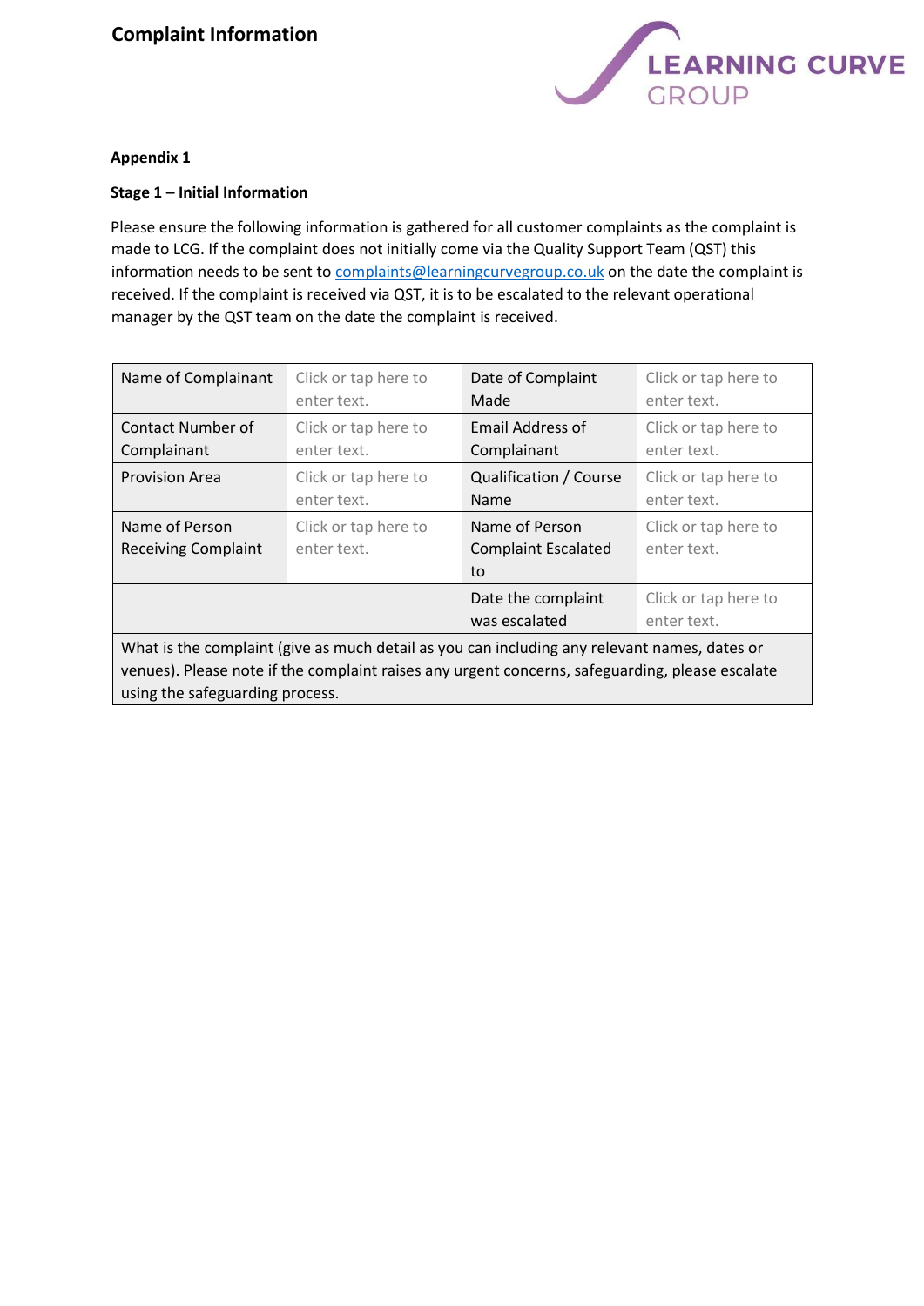# Complaint Information

**Appendix 1**

**Stage 1 – Initial Information**

Please ensure the following information is gathered for all customer complaints as the complaint is made to LCG. If the complaint does not initially come via the Quality Support Team (QST) this information needs to be sent to complaints@learningcurvegroup.co.uk on the date the complaint is received. If the complaint is received via QST, it is to be escalated to the relevant operational manager by the QST team on the date the complaint is received.

| Name of Complainant | Click or tap here to enter text. | Date of Complaint Made | Click or tap here to enter text. |
|---|---|---|---|
| Contact Number of Complainant | Click or tap here to enter text. | Email Address of Complainant | Click or tap here to enter text. |
| Provision Area | Click or tap here to enter text. | Qualification / Course Name | Click or tap here to enter text. |
| Name of Person Receiving Complaint | Click or tap here to enter text. | Name of Person Complaint Escalated to | Click or tap here to enter text. |
| | | Date the complaint was escalated | Click or tap here to enter text. |
| What is the complaint (give as much detail as you can including any relevant names, dates or venues). Please note if the complaint raises any urgent concerns, safeguarding, please escalate using the safeguarding process. | | | |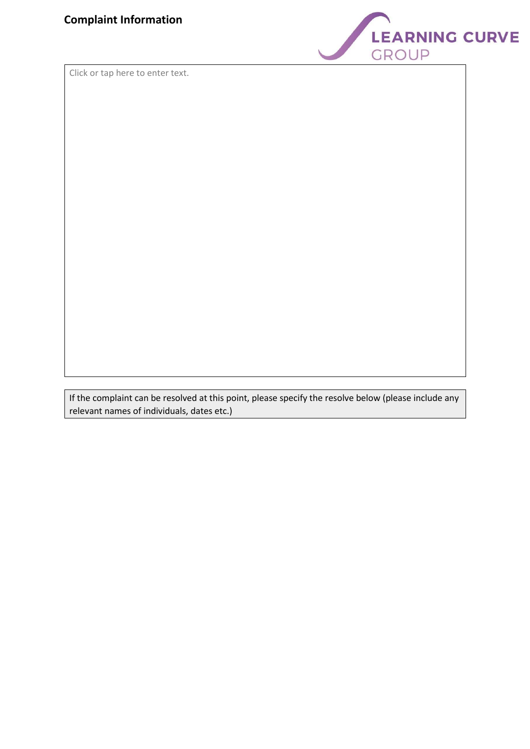**Complaint Information**

| Click or tap here to enter text. |
|---|

| If the complaint can be resolved at this point, please specify the resolve below (please include any relevant names of individuals, dates etc.) |
|---|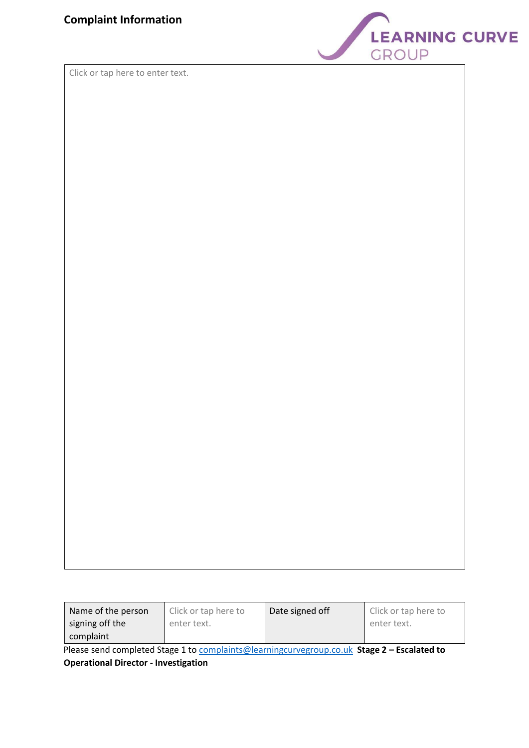## Complaint Information

| Click or tap here to enter text. |
|---|

| Name of the person signing off the complaint | Click or tap here to enter text. | Date signed off | Click or tap here to enter text. |
|---|---|---|---|

Please send completed Stage 1 to complaints@learningcurvegroup.co.uk **Stage 2 – Escalated to Operational Director - Investigation**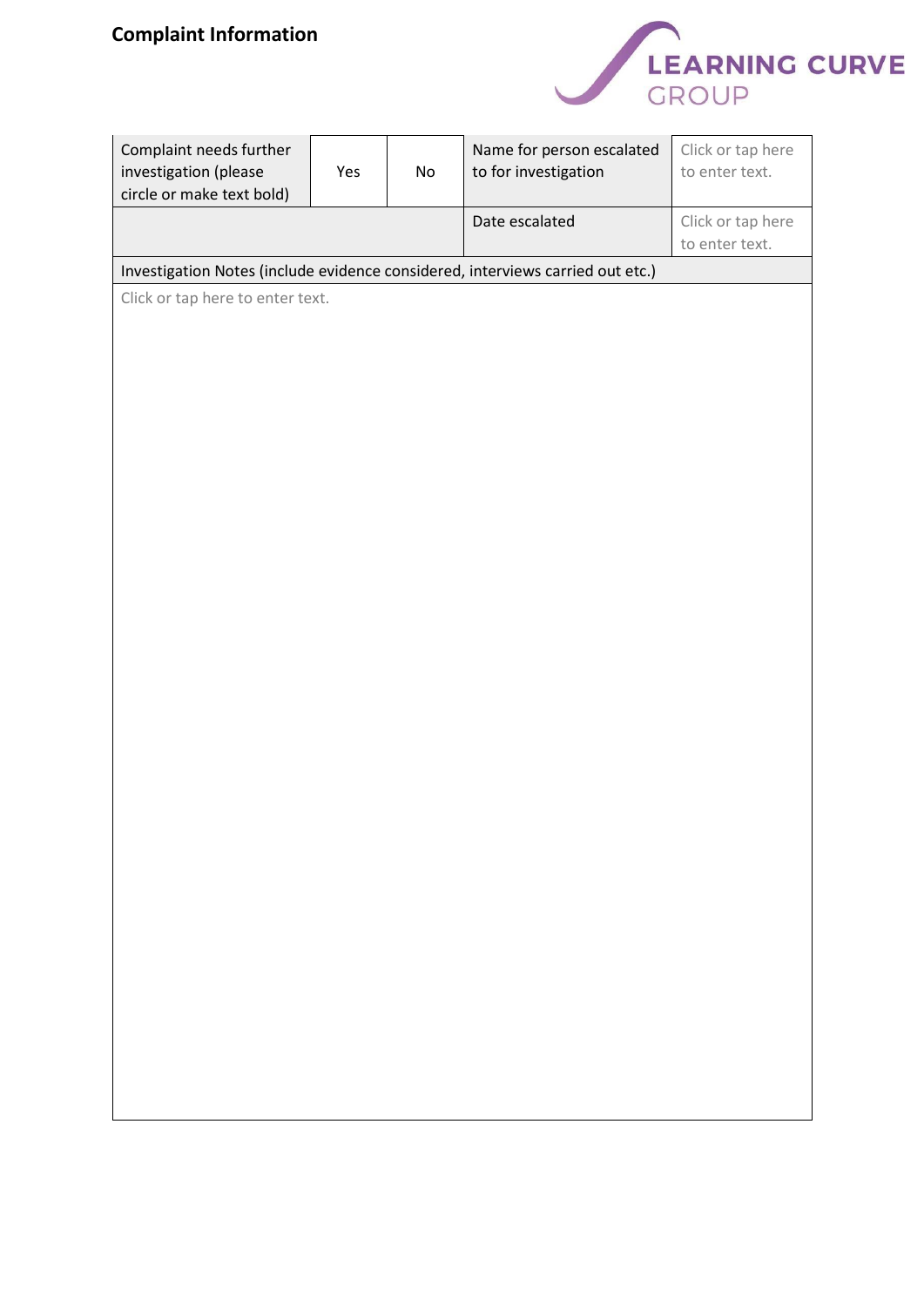## Complaint Information

| Complaint needs further investigation (please circle or make text bold) | Yes | No | Name for person escalated to for investigation | Click or tap here to enter text. |
|---|---|---|---|---|
| | | | Date escalated | Click or tap here to enter text. |
| Investigation Notes (include evidence considered, interviews carried out etc.) | | | | |
| Click or tap here to enter text. | | | | |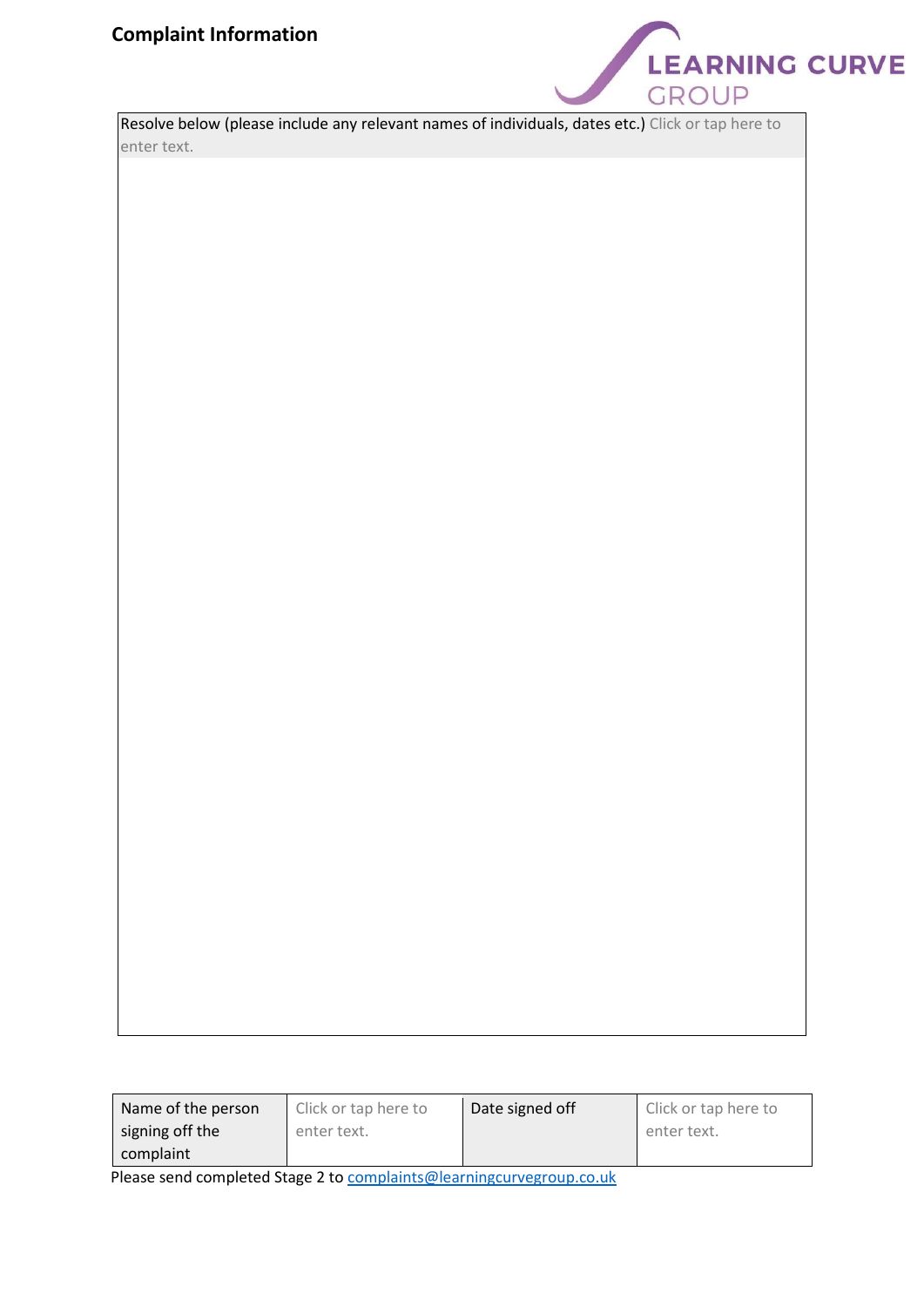**Complaint Information**

| Resolve below (please include any relevant names of individuals, dates etc.) Click or tap here to enter text. |
|---|
| |

| Name of the person signing off the complaint | Click or tap here to enter text. | Date signed off | Click or tap here to enter text. |
|---|---|---|---|

Please send completed Stage 2 to complaints@learningcurvegroup.co.uk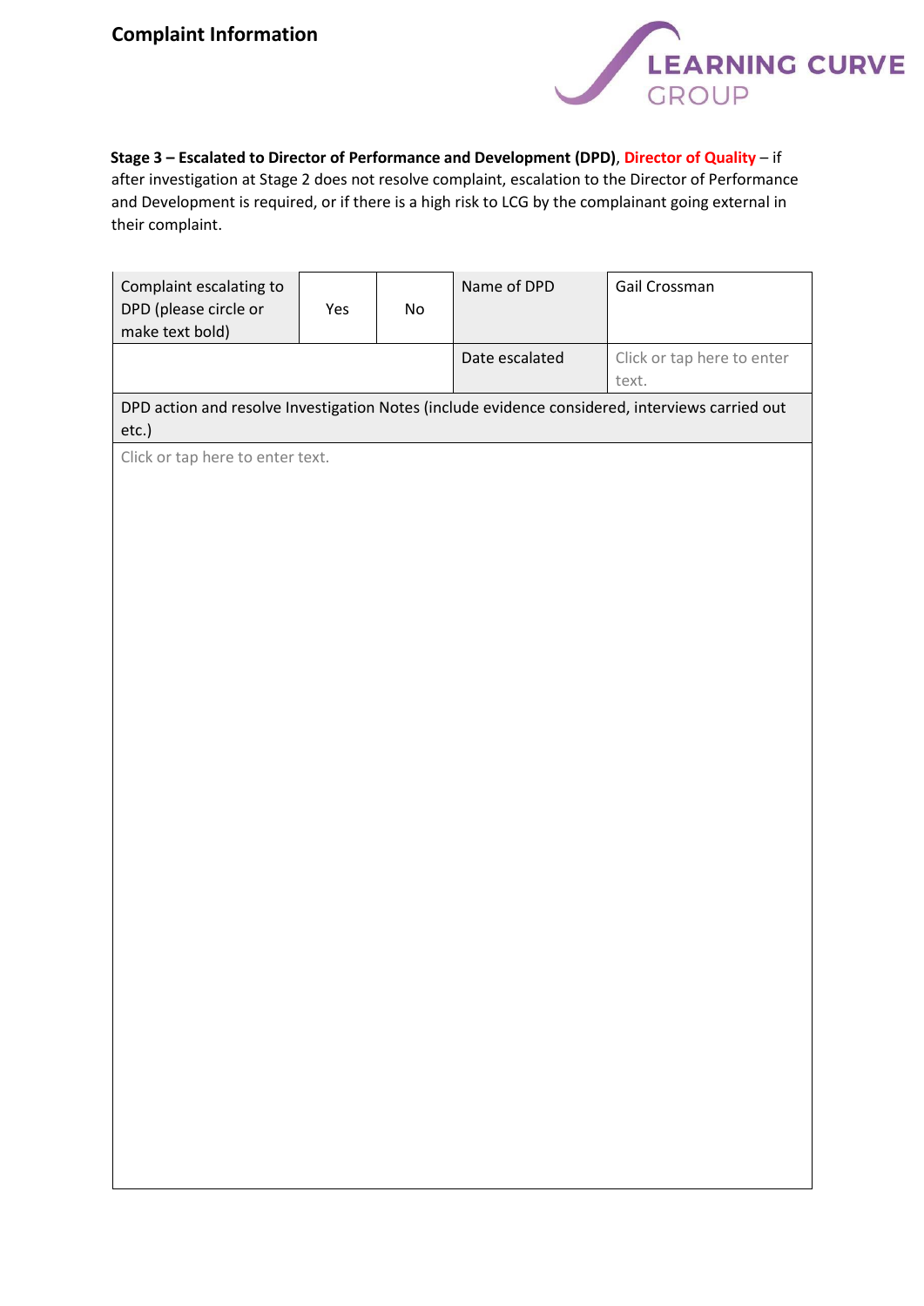## Complaint Information

**Stage 3 – Escalated to Director of Performance and Development (DPD)**, **Director of Quality** – if after investigation at Stage 2 does not resolve complaint, escalation to the Director of Performance and Development is required, or if there is a high risk to LCG by the complainant going external in their complaint.

| Complaint escalating to DPD (please circle or make text bold) | Yes | No | Name of DPD | Gail Crossman |
|---|---|---|---|---|
| | | | Date escalated | Click or tap here to enter text. |
| DPD action and resolve Investigation Notes (include evidence considered, interviews carried out etc.) | | | | |
| Click or tap here to enter text. | | | | |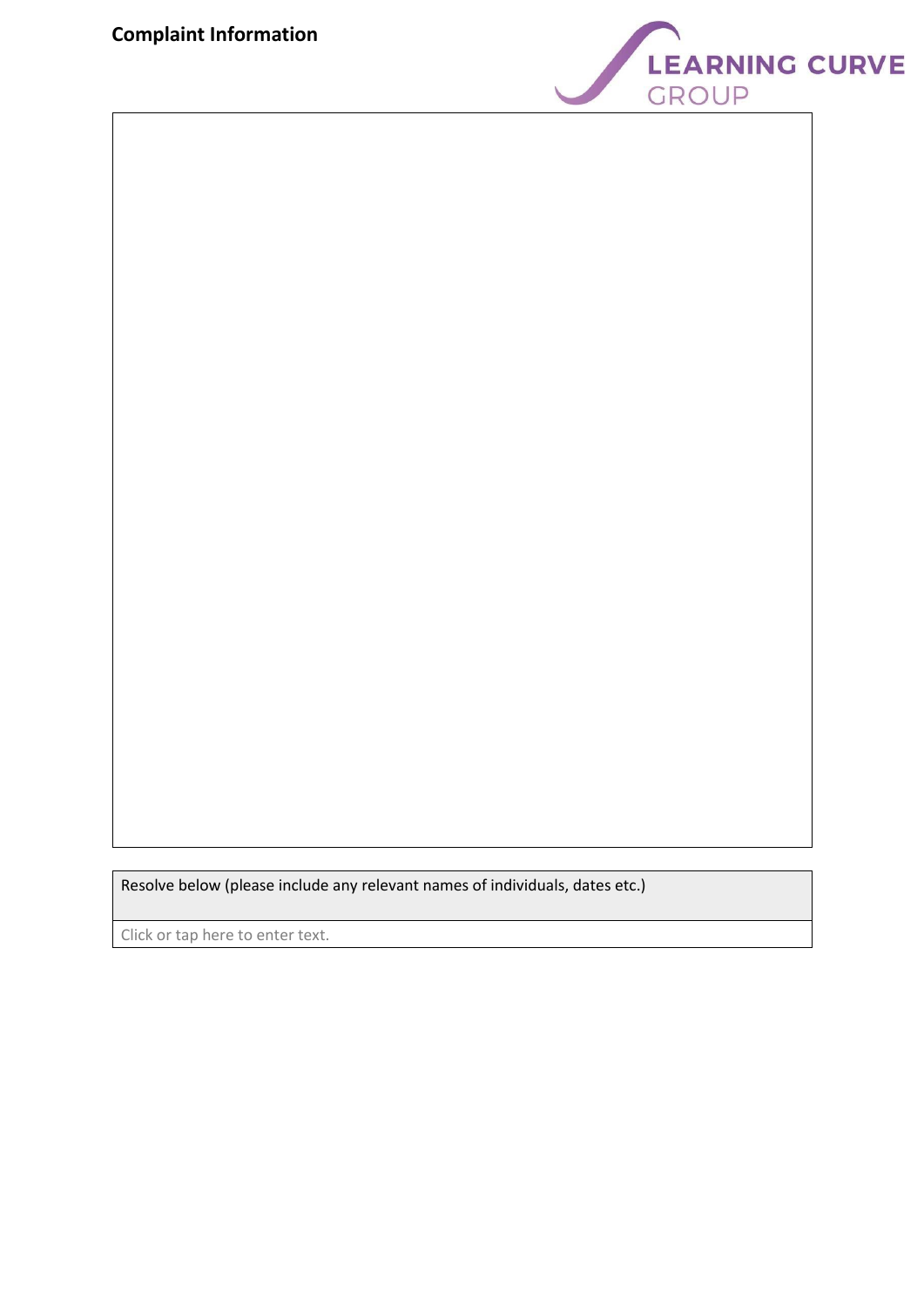**Complaint Information**

LEARNING CURVE GROUP

| |
|---|
| |

| Resolve below (please include any relevant names of individuals, dates etc.) |
|---|
| Click or tap here to enter text. |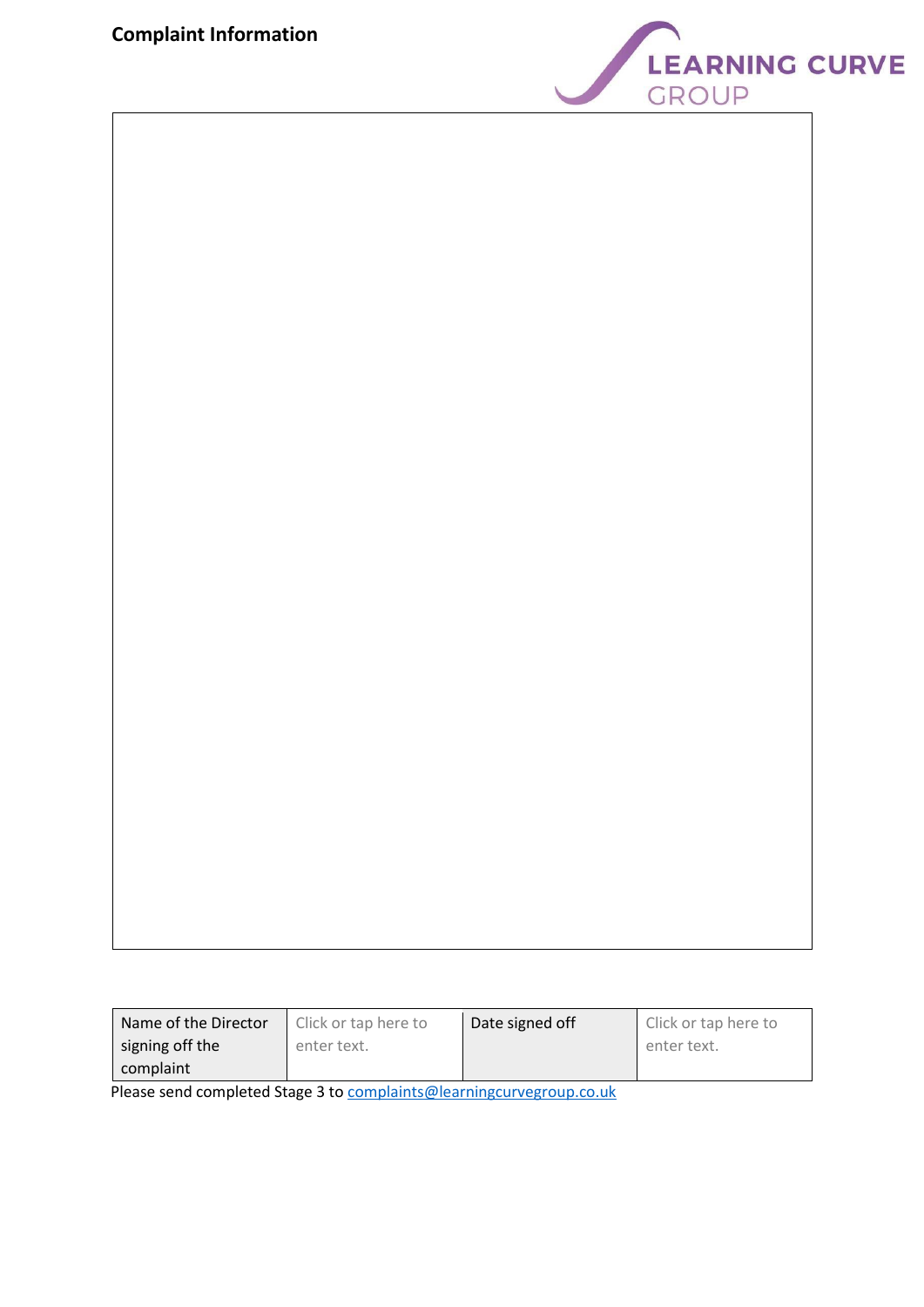**Complaint Information**

| | | | |
|---|---|---|---|
| Name of the Director signing off the complaint | Click or tap here to enter text. | Date signed off | Click or tap here to enter text. |

Please send completed Stage 3 to complaints@learningcurvegroup.co.uk